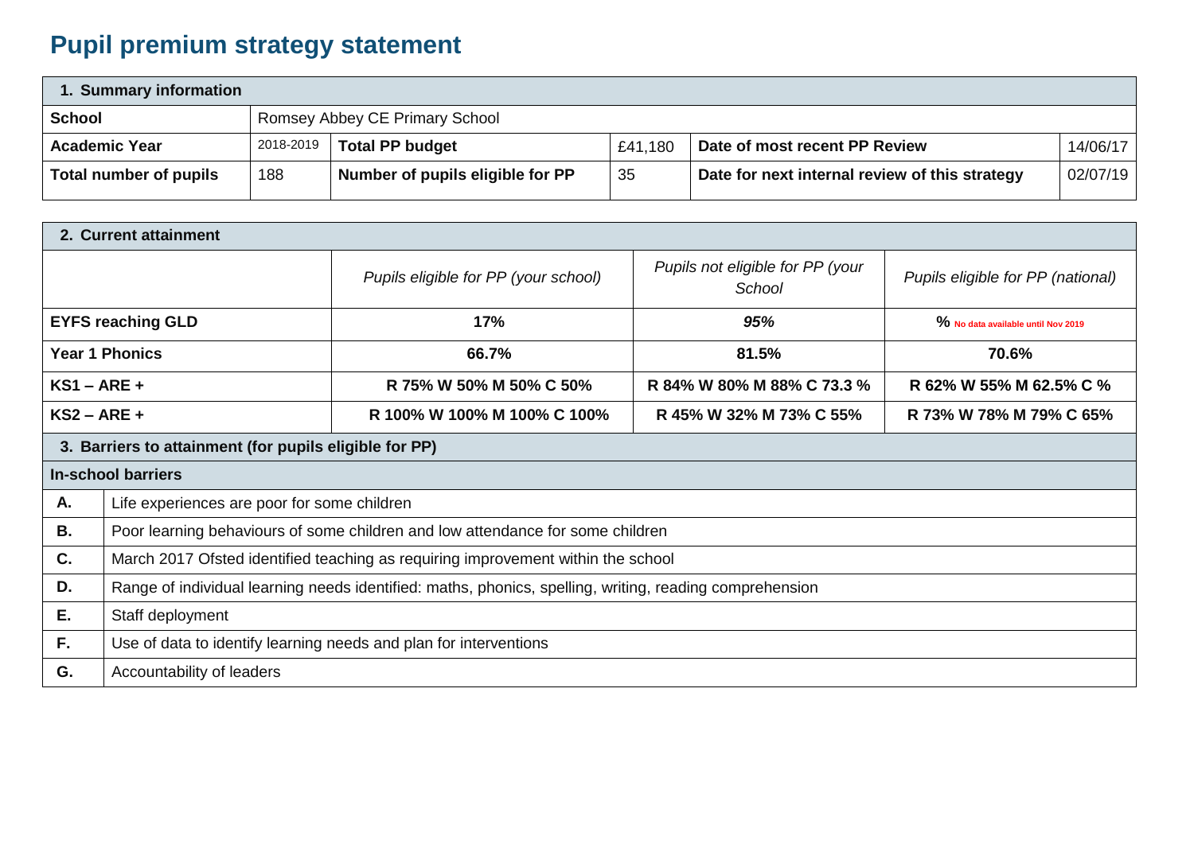# Pupil premium strategy statement

| 1. Summary information | | | | | |
|---|---|---|---|---|---|
| **School** | Romsey Abbey CE Primary School | | | | |
| **Academic Year** | 2018-2019 | **Total PP budget** | £41,180 | **Date of most recent PP Review** | 14/06/17 |
| **Total number of pupils** | 188 | **Number of pupils eligible for PP** | 35 | **Date for next internal review of this strategy** | 02/07/19 |

| 2. Current attainment | | | |
|---|---|---|---|
| | *Pupils eligible for PP (your school)* | *Pupils not eligible for PP (your School* | *Pupils eligible for PP (national)* |
| **EYFS reaching GLD** | **17%** | ***95%*** | **%** No data available until Nov 2019 |
| **Year 1 Phonics** | **66.7%** | **81.5%** | **70.6%** |
| **KS1 – ARE +** | **R 75% W 50% M 50% C 50%** | **R 84% W 80% M 88% C 73.3 %** | **R 62% W 55% M 62.5% C %** |
| **KS2 – ARE +** | **R 100% W 100% M 100% C 100%** | **R 45% W 32% M 73% C 55%** | **R 73% W 78% M 79% C 65%** |

| 3. Barriers to attainment (for pupils eligible for PP) | |
|---|---|
| **In-school barriers** | |
| **A.** | Life experiences are poor for some children |
| **B.** | Poor learning behaviours of some children and low attendance for some children |
| **C.** | March 2017 Ofsted identified teaching as requiring improvement within the school |
| **D.** | Range of individual learning needs identified: maths, phonics, spelling, writing, reading comprehension |
| **E.** | Staff deployment |
| **F.** | Use of data to identify learning needs and plan for interventions |
| **G.** | Accountability of leaders |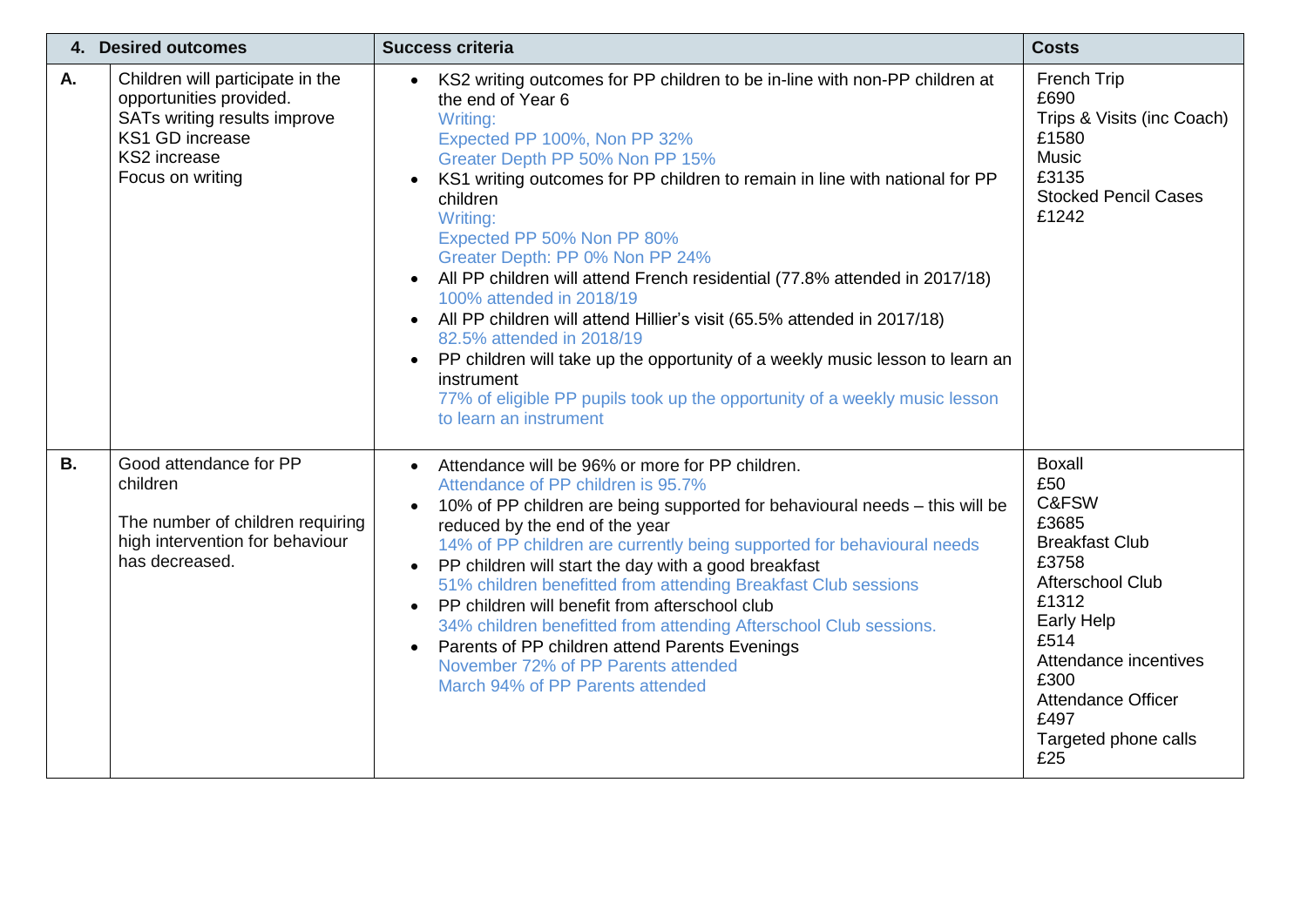| 4. Desired outcomes | | Success criteria | Costs |
|---|---|---|---|
| **A.** | Children will participate in the opportunities provided.<br>SATs writing results improve<br>KS1 GD increase<br>KS2 increase<br>Focus on writing | • KS2 writing outcomes for PP children to be in-line with non-PP children at the end of Year 6<br>Writing:<br>Expected PP 100%, Non PP 32%<br>Greater Depth PP 50% Non PP 15%<br>• KS1 writing outcomes for PP children to remain in line with national for PP children<br>Writing:<br>Expected PP 50% Non PP 80%<br>Greater Depth: PP 0% Non PP 24%<br>• All PP children will attend French residential (77.8% attended in 2017/18)<br>100% attended in 2018/19<br>• All PP children will attend Hillier's visit (65.5% attended in 2017/18)<br>82.5% attended in 2018/19<br>• PP children will take up the opportunity of a weekly music lesson to learn an instrument<br>77% of eligible PP pupils took up the opportunity of a weekly music lesson to learn an instrument | French Trip<br>£690<br>Trips & Visits (inc Coach)<br>£1580<br>Music<br>£3135<br>Stocked Pencil Cases<br>£1242 |
| **B.** | Good attendance for PP children<br><br>The number of children requiring high intervention for behaviour has decreased. | • Attendance will be 96% or more for PP children.<br>Attendance of PP children is 95.7%<br>• 10% of PP children are being supported for behavioural needs – this will be reduced by the end of the year<br>14% of PP children are currently being supported for behavioural needs<br>• PP children will start the day with a good breakfast<br>51% children benefitted from attending Breakfast Club sessions<br>• PP children will benefit from afterschool club<br>34% children benefitted from attending Afterschool Club sessions.<br>• Parents of PP children attend Parents Evenings<br>November 72% of PP Parents attended<br>March 94% of PP Parents attended | Boxall<br>£50<br>C&FSW<br>£3685<br>Breakfast Club<br>£3758<br>Afterschool Club<br>£1312<br>Early Help<br>£514<br>Attendance incentives<br>£300<br>Attendance Officer<br>£497<br>Targeted phone calls<br>£25 |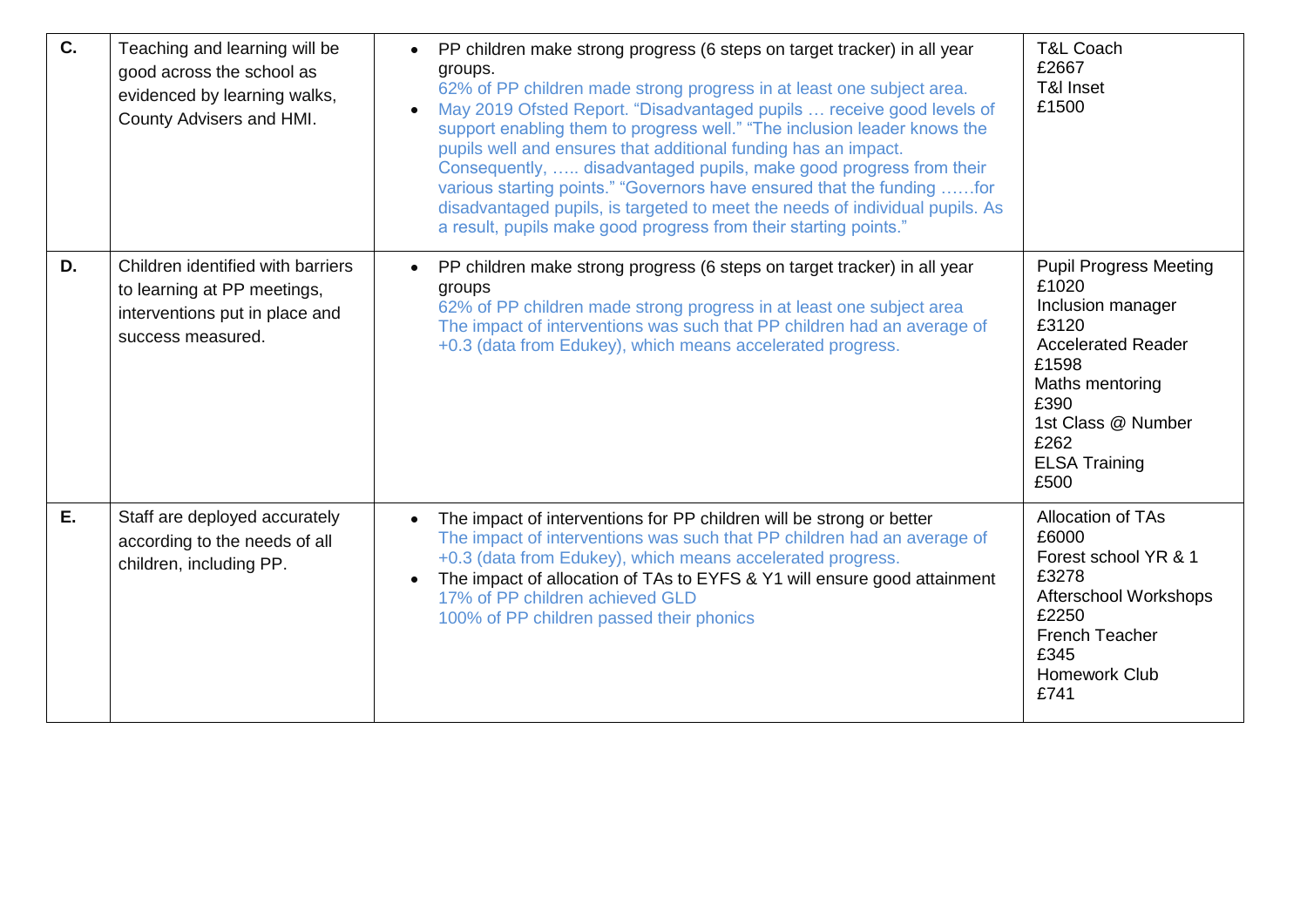| | | | |
|---|---|---|---|
| **C.** | Teaching and learning will be good across the school as evidenced by learning walks, County Advisers and HMI. | • PP children make strong progress (6 steps on target tracker) in all year groups.<br>62% of PP children made strong progress in at least one subject area.<br>• May 2019 Ofsted Report. “Disadvantaged pupils … receive good levels of support enabling them to progress well.” “The inclusion leader knows the pupils well and ensures that additional funding has an impact. Consequently, ….. disadvantaged pupils, make good progress from their various starting points.” “Governors have ensured that the funding ……for disadvantaged pupils, is targeted to meet the needs of individual pupils. As a result, pupils make good progress from their starting points.” | T&L Coach<br>£2667<br>T&l Inset<br>£1500 |
| **D.** | Children identified with barriers to learning at PP meetings, interventions put in place and success measured. | • PP children make strong progress (6 steps on target tracker) in all year groups<br>62% of PP children made strong progress in at least one subject area<br>The impact of interventions was such that PP children had an average of +0.3 (data from Edukey), which means accelerated progress. | Pupil Progress Meeting<br>£1020<br>Inclusion manager<br>£3120<br>Accelerated Reader<br>£1598<br>Maths mentoring<br>£390<br>1st Class @ Number<br>£262<br>ELSA Training<br>£500 |
| **E.** | Staff are deployed accurately according to the needs of all children, including PP. | • The impact of interventions for PP children will be strong or better<br>The impact of interventions was such that PP children had an average of +0.3 (data from Edukey), which means accelerated progress.<br>• The impact of allocation of TAs to EYFS & Y1 will ensure good attainment<br>17% of PP children achieved GLD<br>100% of PP children passed their phonics | Allocation of TAs<br>£6000<br>Forest school YR & 1<br>£3278<br>Afterschool Workshops<br>£2250<br>French Teacher<br>£345<br>Homework Club<br>£741 |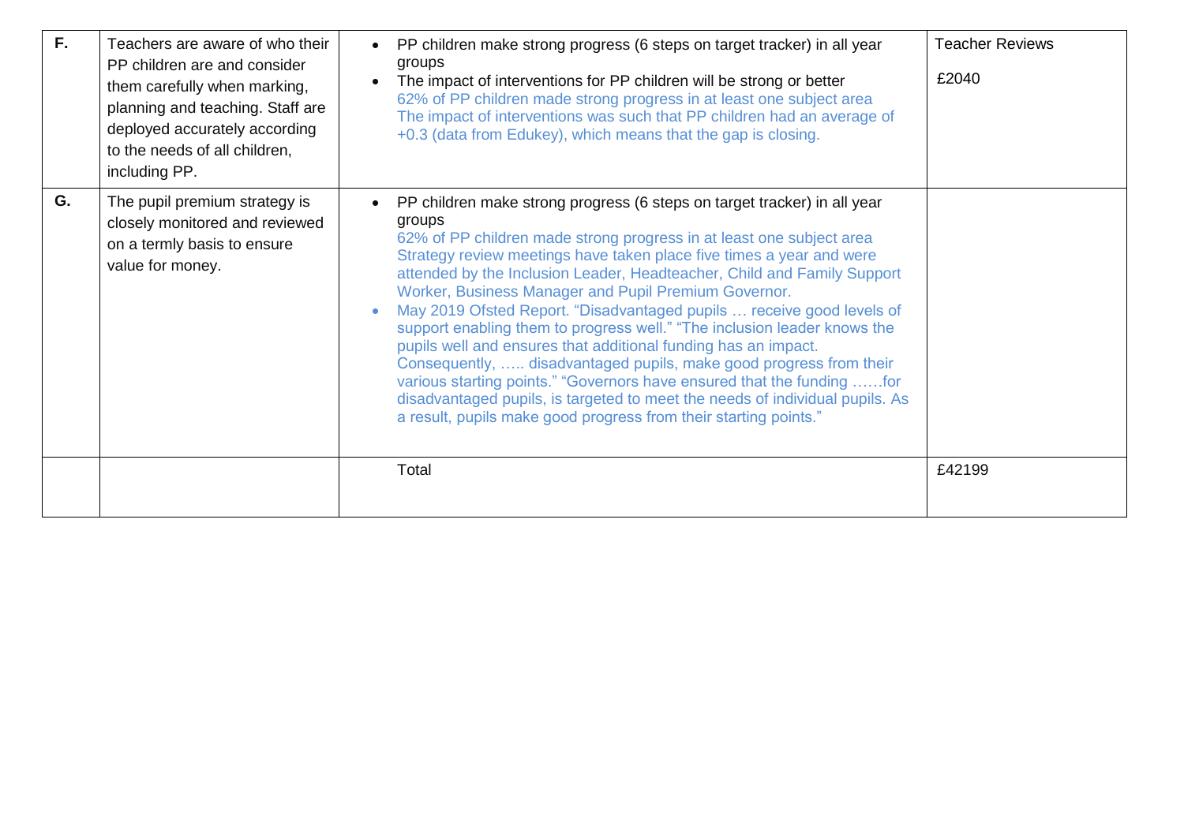| | | | |
|---|---|---|---|
| **F.** | Teachers are aware of who their PP children are and consider them carefully when marking, planning and teaching. Staff are deployed accurately according to the needs of all children, including PP. | • PP children make strong progress (6 steps on target tracker) in all year groups<br>• The impact of interventions for PP children will be strong or better<br>62% of PP children made strong progress in at least one subject area<br>The impact of interventions was such that PP children had an average of +0.3 (data from Edukey), which means that the gap is closing. | Teacher Reviews<br><br>£2040 |
| **G.** | The pupil premium strategy is closely monitored and reviewed on a termly basis to ensure value for money. | • PP children make strong progress (6 steps on target tracker) in all year groups<br>62% of PP children made strong progress in at least one subject area<br>Strategy review meetings have taken place five times a year and were attended by the Inclusion Leader, Headteacher, Child and Family Support Worker, Business Manager and Pupil Premium Governor.<br>• May 2019 Ofsted Report. "Disadvantaged pupils … receive good levels of support enabling them to progress well." "The inclusion leader knows the pupils well and ensures that additional funding has an impact. Consequently, ….. disadvantaged pupils, make good progress from their various starting points." "Governors have ensured that the funding ……for disadvantaged pupils, is targeted to meet the needs of individual pupils. As a result, pupils make good progress from their starting points." | |
| | | Total | £42199 |